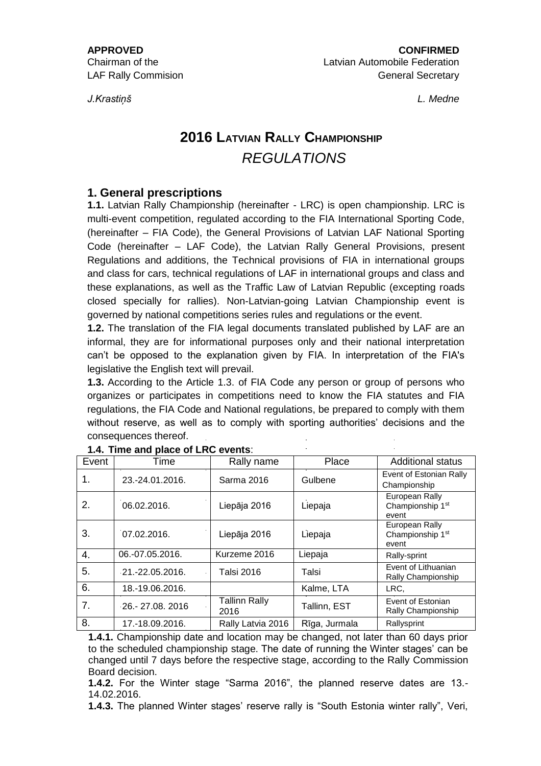**APPROVED**
Chairman of the
LAF Rally Commision

*J.Krastiņš*

**CONFIRMED**
Latvian Automobile Federation
General Secretary

*L. Medne*

# 2016 LATVIAN RALLY CHAMPIONSHIP

## *REGULATIONS*

## 1. General prescriptions

**1.1.** Latvian Rally Championship (hereinafter - LRC) is open championship. LRC is multi-event competition, regulated according to the FIA International Sporting Code, (hereinafter – FIA Code), the General Provisions of Latvian LAF National Sporting Code (hereinafter – LAF Code), the Latvian Rally General Provisions, present Regulations and additions, the Technical provisions of FIA in international groups and class for cars, technical regulations of LAF in international groups and class and these explanations, as well as the Traffic Law of Latvian Republic (excepting roads closed specially for rallies). Non-Latvian-going Latvian Championship event is governed by national competitions series rules and regulations or the event.

**1.2.** The translation of the FIA legal documents translated published by LAF are an informal, they are for informational purposes only and their national interpretation can't be opposed to the explanation given by FIA. In interpretation of the FIA's legislative the English text will prevail.

**1.3.** According to the Article 1.3. of FIA Code any person or group of persons who organizes or participates in competitions need to know the FIA statutes and FIA regulations, the FIA Code and National regulations, be prepared to comply with them without reserve, as well as to comply with sporting authorities' decisions and the consequences thereof.

**1.4. Time and place of LRC events**:

| Event | Time | Rally name | Place | Additional status |
|---|---|---|---|---|
| 1. | 23.-24.01.2016. | Sarma 2016 | Gulbene | Event of Estonian Rally Championship |
| 2. | 06.02.2016. | Liepāja 2016 | Liepaja | European Rally Championship 1st event |
| 3. | 07.02.2016. | Liepāja 2016 | Liepaja | European Rally Championship 1st event |
| 4. | 06.-07.05.2016. | Kurzeme 2016 | Liepaja | Rally-sprint |
| 5. | 21.-22.05.2016. | Talsi 2016 | Talsi | Event of Lithuanian Rally Championship |
| 6. | 18.-19.06.2016. | | Kalme, LTA | LRC, |
| 7. | 26.- 27.08. 2016 | Tallinn Rally 2016 | Tallinn, EST | Event of Estonian Rally Championship |
| 8. | 17.-18.09.2016. | Rally Latvia 2016 | Rīga, Jurmala | Rallysprint |

**1.4.1.** Championship date and location may be changed, not later than 60 days prior to the scheduled championship stage. The date of running the Winter stages' can be changed until 7 days before the respective stage, according to the Rally Commission Board decision.

**1.4.2.** For the Winter stage "Sarma 2016", the planned reserve dates are 13.-14.02.2016.

**1.4.3.** The planned Winter stages' reserve rally is "South Estonia winter rally", Veri,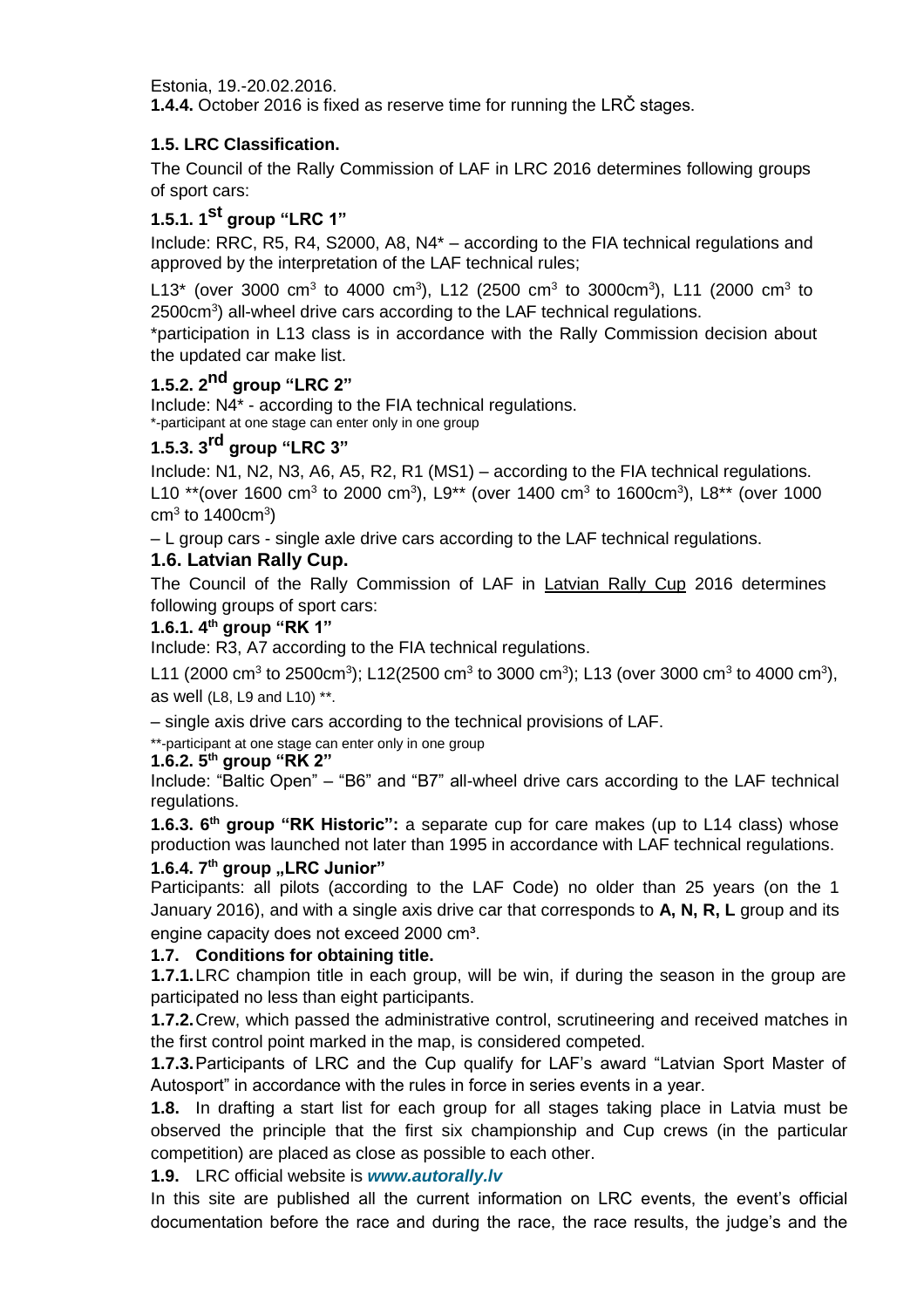Estonia, 19.-20.02.2016.

**1.4.4.** October 2016 is fixed as reserve time for running the LRČ stages.

### 1.5. LRC Classification.

The Council of the Rally Commission of LAF in LRC 2016 determines following groups of sport cars:

### 1.5.1. 1st group "LRC 1"

Include: RRC, R5, R4, S2000, A8, N4* – according to the FIA technical regulations and approved by the interpretation of the LAF technical rules;

L13* (over 3000 $cm^3$ to 4000 $cm^3$), L12 (2500 $cm^3$ to 3000$cm^3$), L11 (2000 $cm^3$ to 2500$cm^3$) all-wheel drive cars according to the LAF technical regulations.

*participation in L13 class is in accordance with the Rally Commission decision about the updated car make list.

### 1.5.2. 2nd group "LRC 2"

Include: N4* - according to the FIA technical regulations.

*-participant at one stage can enter only in one group

### 1.5.3. 3rd group "LRC 3"

Include: N1, N2, N3, A6, A5, R2, R1 (MS1) – according to the FIA technical regulations. L10 **(over 1600 $cm^3$ to 2000 $cm^3$), L9** (over 1400 $cm^3$ to 1600$cm^3$), L8** (over 1000 $cm^3$ to 1400$cm^3$)

– L group cars - single axle drive cars according to the LAF technical regulations.

### 1.6. Latvian Rally Cup.

The Council of the Rally Commission of LAF in Latvian Rally Cup 2016 determines following groups of sport cars:

**1.6.1. 4th group "RK 1"**

Include: R3, A7 according to the FIA technical regulations.

L11 (2000 $cm^3$ to 2500$cm^3$); L12(2500 $cm^3$ to 3000 $cm^3$); L13 (over 3000 $cm^3$ to 4000 $cm^3$), as well (L8, L9 and L10) **.

– single axis drive cars according to the technical provisions of LAF.

**-participant at one stage can enter only in one group

**1.6.2. 5th group "RK 2"**

Include: "Baltic Open" – "B6" and "B7" all-wheel drive cars according to the LAF technical regulations.

**1.6.3. 6th group "RK Historic":** a separate cup for care makes (up to L14 class) whose production was launched not later than 1995 in accordance with LAF technical regulations.

**1.6.4. 7th group „LRC Junior"**

Participants: all pilots (according to the LAF Code) no older than 25 years (on the 1 January 2016), and with a single axis drive car that corresponds to **A, N, R, L** group and its engine capacity does not exceed 2000 $cm^3$.

### 1.7. Conditions for obtaining title.

**1.7.1.** LRC champion title in each group, will be win, if during the season in the group are participated no less than eight participants.

**1.7.2.** Crew, which passed the administrative control, scrutineering and received matches in the first control point marked in the map, is considered competed.

**1.7.3.** Participants of LRC and the Cup qualify for LAF's award "Latvian Sport Master of Autosport" in accordance with the rules in force in series events in a year.

**1.8.** In drafting a start list for each group for all stages taking place in Latvia must be observed the principle that the first six championship and Cup crews (in the particular competition) are placed as close as possible to each other.

**1.9.** LRC official website is ***www.autorally.lv***

In this site are published all the current information on LRC events, the event's official documentation before the race and during the race, the race results, the judge's and the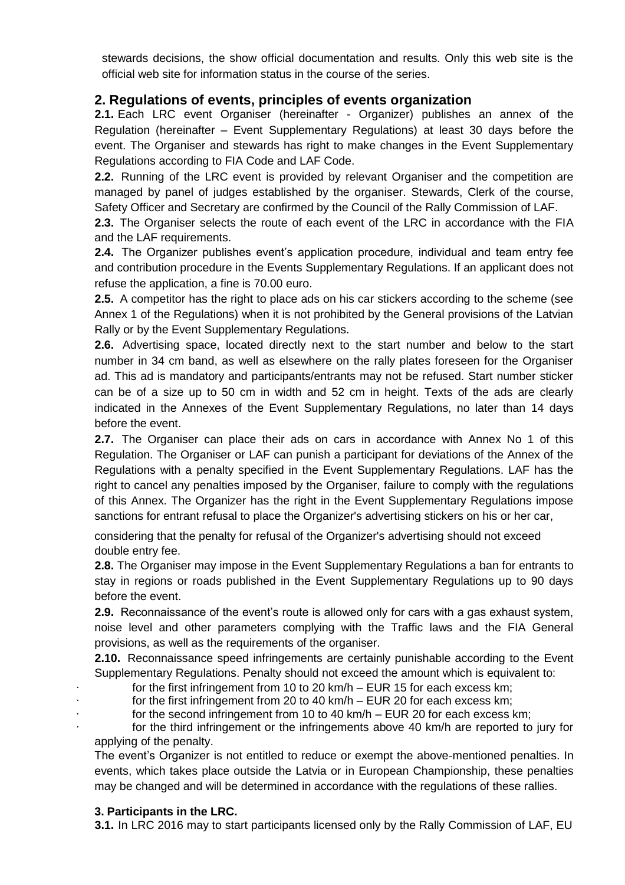stewards decisions, the show official documentation and results. Only this web site is the official web site for information status in the course of the series.

## 2. Regulations of events, principles of events organization

**2.1.** Each LRC event Organiser (hereinafter - Organizer) publishes an annex of the Regulation (hereinafter – Event Supplementary Regulations) at least 30 days before the event. The Organiser and stewards has right to make changes in the Event Supplementary Regulations according to FIA Code and LAF Code.

**2.2.** Running of the LRC event is provided by relevant Organiser and the competition are managed by panel of judges established by the organiser. Stewards, Clerk of the course, Safety Officer and Secretary are confirmed by the Council of the Rally Commission of LAF.

**2.3.** The Organiser selects the route of each event of the LRC in accordance with the FIA and the LAF requirements.

**2.4.** The Organizer publishes event's application procedure, individual and team entry fee and contribution procedure in the Events Supplementary Regulations. If an applicant does not refuse the application, a fine is 70.00 euro.

**2.5.** A competitor has the right to place ads on his car stickers according to the scheme (see Annex 1 of the Regulations) when it is not prohibited by the General provisions of the Latvian Rally or by the Event Supplementary Regulations.

**2.6.** Advertising space, located directly next to the start number and below to the start number in 34 cm band, as well as elsewhere on the rally plates foreseen for the Organiser ad. This ad is mandatory and participants/entrants may not be refused. Start number sticker can be of a size up to 50 cm in width and 52 cm in height. Texts of the ads are clearly indicated in the Annexes of the Event Supplementary Regulations, no later than 14 days before the event.

**2.7.** The Organiser can place their ads on cars in accordance with Annex No 1 of this Regulation. The Organiser or LAF can punish a participant for deviations of the Annex of the Regulations with a penalty specified in the Event Supplementary Regulations. LAF has the right to cancel any penalties imposed by the Organiser, failure to comply with the regulations of this Annex. The Organizer has the right in the Event Supplementary Regulations impose sanctions for entrant refusal to place the Organizer's advertising stickers on his or her car,

considering that the penalty for refusal of the Organizer's advertising should not exceed double entry fee.

**2.8.** The Organiser may impose in the Event Supplementary Regulations a ban for entrants to stay in regions or roads published in the Event Supplementary Regulations up to 90 days before the event.

**2.9.** Reconnaissance of the event's route is allowed only for cars with a gas exhaust system, noise level and other parameters complying with the Traffic laws and the FIA General provisions, as well as the requirements of the organiser.

**2.10.** Reconnaissance speed infringements are certainly punishable according to the Event Supplementary Regulations. Penalty should not exceed the amount which is equivalent to:

- for the first infringement from 10 to 20 km/h – EUR 15 for each excess km;
- for the first infringement from 20 to 40 km/h – EUR 20 for each excess km;
- for the second infringement from 10 to 40 km/h – EUR 20 for each excess km;
- for the third infringement or the infringements above 40 km/h are reported to jury for applying of the penalty.

The event's Organizer is not entitled to reduce or exempt the above-mentioned penalties. In events, which takes place outside the Latvia or in European Championship, these penalties may be changed and will be determined in accordance with the regulations of these rallies.

### 3. Participants in the LRC.

**3.1.** In LRC 2016 may to start participants licensed only by the Rally Commission of LAF, EU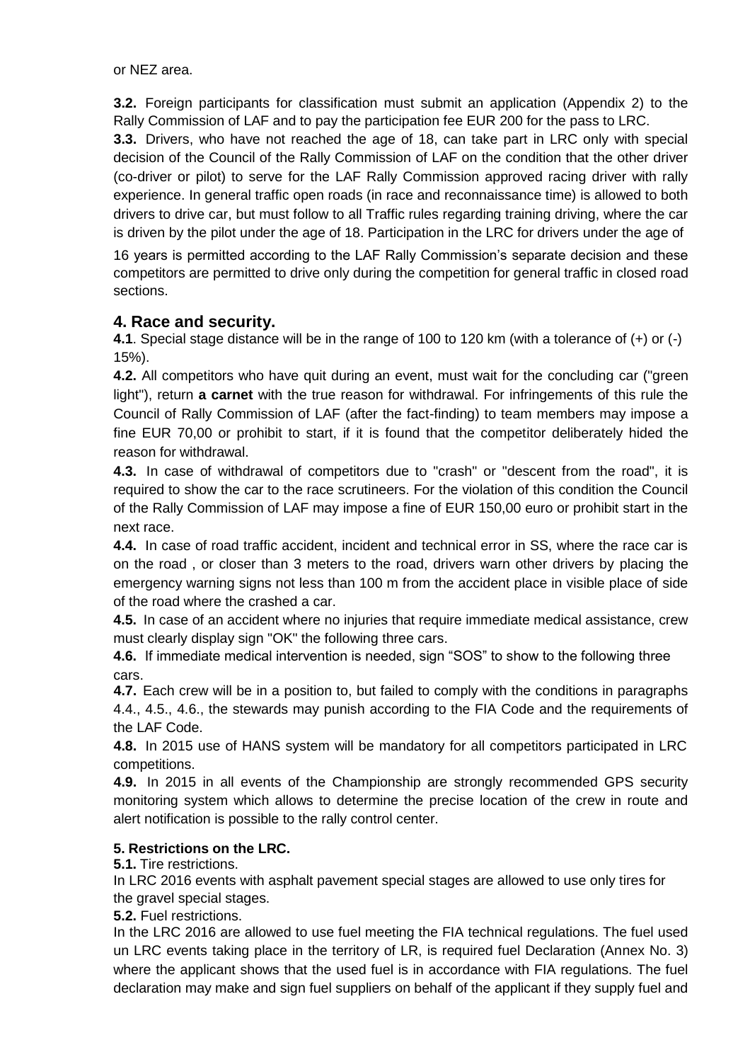or NEZ area.

**3.2.** Foreign participants for classification must submit an application (Appendix 2) to the Rally Commission of LAF and to pay the participation fee EUR 200 for the pass to LRC.

**3.3.** Drivers, who have not reached the age of 18, can take part in LRC only with special decision of the Council of the Rally Commission of LAF on the condition that the other driver (co-driver or pilot) to serve for the LAF Rally Commission approved racing driver with rally experience. In general traffic open roads (in race and reconnaissance time) is allowed to both drivers to drive car, but must follow to all Traffic rules regarding training driving, where the car is driven by the pilot under the age of 18. Participation in the LRC for drivers under the age of 16 years is permitted according to the LAF Rally Commission's separate decision and these competitors are permitted to drive only during the competition for general traffic in closed road sections.

## 4. Race and security.

**4.1**. Special stage distance will be in the range of 100 to 120 km (with a tolerance of (+) or (-) 15%).

**4.2.** All competitors who have quit during an event, must wait for the concluding car ("green light"), return **a carnet** with the true reason for withdrawal. For infringements of this rule the Council of Rally Commission of LAF (after the fact-finding) to team members may impose a fine EUR 70,00 or prohibit to start, if it is found that the competitor deliberately hided the reason for withdrawal.

**4.3.** In case of withdrawal of competitors due to "crash" or "descent from the road", it is required to show the car to the race scrutineers. For the violation of this condition the Council of the Rally Commission of LAF may impose a fine of EUR 150,00 euro or prohibit start in the next race.

**4.4.** In case of road traffic accident, incident and technical error in SS, where the race car is on the road , or closer than 3 meters to the road, drivers warn other drivers by placing the emergency warning signs not less than 100 m from the accident place in visible place of side of the road where the crashed a car.

**4.5.** In case of an accident where no injuries that require immediate medical assistance, crew must clearly display sign "OK" the following three cars.

**4.6.** If immediate medical intervention is needed, sign "SOS" to show to the following three cars.

**4.7.** Each crew will be in a position to, but failed to comply with the conditions in paragraphs 4.4., 4.5., 4.6., the stewards may punish according to the FIA Code and the requirements of the LAF Code.

**4.8.** In 2015 use of HANS system will be mandatory for all competitors participated in LRC competitions.

**4.9.** In 2015 in all events of the Championship are strongly recommended GPS security monitoring system which allows to determine the precise location of the crew in route and alert notification is possible to the rally control center.

### 5. Restrictions on the LRC.

**5.1.** Tire restrictions.

In LRC 2016 events with asphalt pavement special stages are allowed to use only tires for the gravel special stages.

**5.2.** Fuel restrictions.

In the LRC 2016 are allowed to use fuel meeting the FIA technical regulations. The fuel used un LRC events taking place in the territory of LR, is required fuel Declaration (Annex No. 3) where the applicant shows that the used fuel is in accordance with FIA regulations. The fuel declaration may make and sign fuel suppliers on behalf of the applicant if they supply fuel and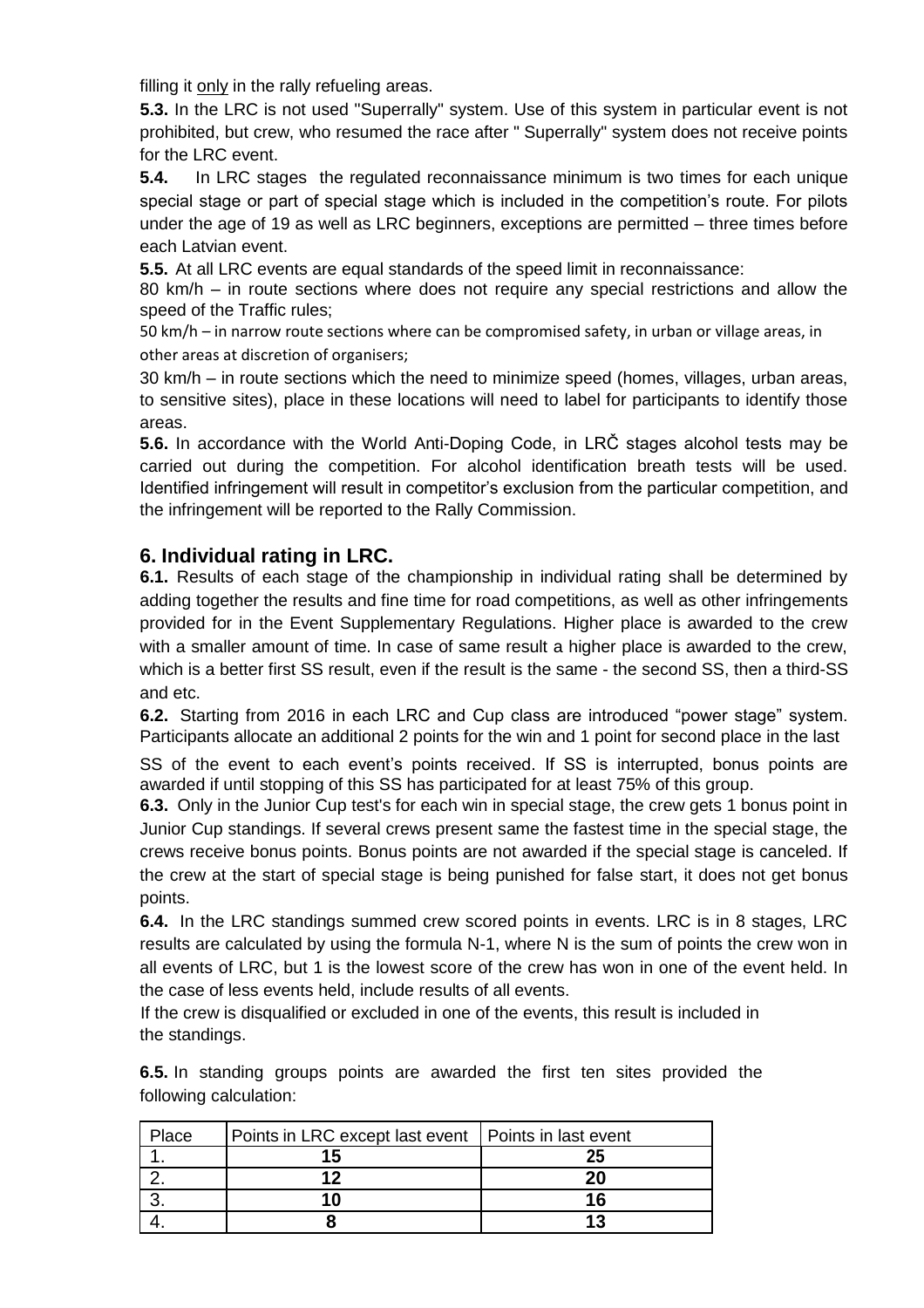filling it only in the rally refueling areas.

**5.3.** In the LRC is not used "Superrally" system. Use of this system in particular event is not prohibited, but crew, who resumed the race after " Superrally" system does not receive points for the LRC event.

**5.4.** In LRC stages the regulated reconnaissance minimum is two times for each unique special stage or part of special stage which is included in the competition's route. For pilots under the age of 19 as well as LRC beginners, exceptions are permitted – three times before each Latvian event.

**5.5.** At all LRC events are equal standards of the speed limit in reconnaissance:

80 km/h – in route sections where does not require any special restrictions and allow the speed of the Traffic rules;

50 km/h – in narrow route sections where can be compromised safety, in urban or village areas, in other areas at discretion of organisers;

30 km/h – in route sections which the need to minimize speed (homes, villages, urban areas, to sensitive sites), place in these locations will need to label for participants to identify those areas.

**5.6.** In accordance with the World Anti-Doping Code, in LRČ stages alcohol tests may be carried out during the competition. For alcohol identification breath tests will be used. Identified infringement will result in competitor's exclusion from the particular competition, and the infringement will be reported to the Rally Commission.

## 6. Individual rating in LRC.

**6.1.** Results of each stage of the championship in individual rating shall be determined by adding together the results and fine time for road competitions, as well as other infringements provided for in the Event Supplementary Regulations. Higher place is awarded to the crew with a smaller amount of time. In case of same result a higher place is awarded to the crew, which is a better first SS result, even if the result is the same - the second SS, then a third-SS and etc.

**6.2.** Starting from 2016 in each LRC and Cup class are introduced "power stage" system. Participants allocate an additional 2 points for the win and 1 point for second place in the last SS of the event to each event's points received. If SS is interrupted, bonus points are awarded if until stopping of this SS has participated for at least 75% of this group.

**6.3.** Only in the Junior Cup test's for each win in special stage, the crew gets 1 bonus point in Junior Cup standings. If several crews present same the fastest time in the special stage, the crews receive bonus points. Bonus points are not awarded if the special stage is canceled. If the crew at the start of special stage is being punished for false start, it does not get bonus points.

**6.4.** In the LRC standings summed crew scored points in events. LRC is in 8 stages, LRC results are calculated by using the formula N-1, where N is the sum of points the crew won in all events of LRC, but 1 is the lowest score of the crew has won in one of the event held. In the case of less events held, include results of all events.

If the crew is disqualified or excluded in one of the events, this result is included in the standings.

**6.5.** In standing groups points are awarded the first ten sites provided the following calculation:

| Place | Points in LRC except last event | Points in last event |
|---|---|---|
| 1. | **15** | **25** |
| 2. | **12** | **20** |
| 3. | **10** | **16** |
| 4. | **8** | **13** |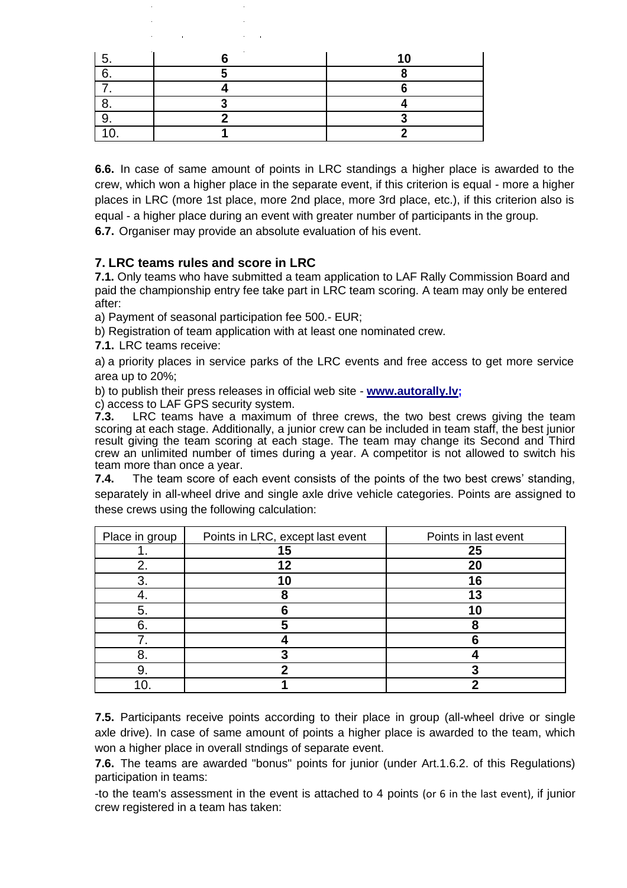| 5. | 6 | 10 |
|---|---|---|
| 6. | 5 | 8 |
| 7. | 4 | 6 |
| 8. | 3 | 4 |
| 9. | 2 | 3 |
| 10. | 1 | 2 |

**6.6.** In case of same amount of points in LRC standings a higher place is awarded to the crew, which won a higher place in the separate event, if this criterion is equal - more a higher places in LRC (more 1st place, more 2nd place, more 3rd place, etc.), if this criterion also is equal - a higher place during an event with greater number of participants in the group.

**6.7.** Organiser may provide an absolute evaluation of his event.

### 7. LRC teams rules and score in LRC

**7.1.** Only teams who have submitted a team application to LAF Rally Commission Board and paid the championship entry fee take part in LRC team scoring. A team may only be entered after:

a) Payment of seasonal participation fee 500.- EUR;

b) Registration of team application with at least one nominated crew.

**7.1.** LRC teams receive:

a) a priority places in service parks of the LRC events and free access to get more service area up to 20%;

b) to publish their press releases in official web site - **www.autorally.lv;**

c) access to LAF GPS security system.

**7.3.** LRC teams have a maximum of three crews, the two best crews giving the team scoring at each stage. Additionally, a junior crew can be included in team staff, the best junior result giving the team scoring at each stage. The team may change its Second and Third crew an unlimited number of times during a year. A competitor is not allowed to switch his team more than once a year.

**7.4.** The team score of each event consists of the points of the two best crews' standing, separately in all-wheel drive and single axle drive vehicle categories. Points are assigned to these crews using the following calculation:

| Place in group | Points in LRC, except last event | Points in last event |
|---|---|---|
| 1. | 15 | 25 |
| 2. | 12 | 20 |
| 3. | 10 | 16 |
| 4. | 8 | 13 |
| 5. | 6 | 10 |
| 6. | 5 | 8 |
| 7. | 4 | 6 |
| 8. | 3 | 4 |
| 9. | 2 | 3 |
| 10. | 1 | 2 |

**7.5.** Participants receive points according to their place in group (all-wheel drive or single axle drive). In case of same amount of points a higher place is awarded to the team, which won a higher place in overall stndings of separate event.

**7.6.** The teams are awarded "bonus" points for junior (under Art.1.6.2. of this Regulations) participation in teams:

-to the team's assessment in the event is attached to 4 points (or 6 in the last event), if junior crew registered in a team has taken: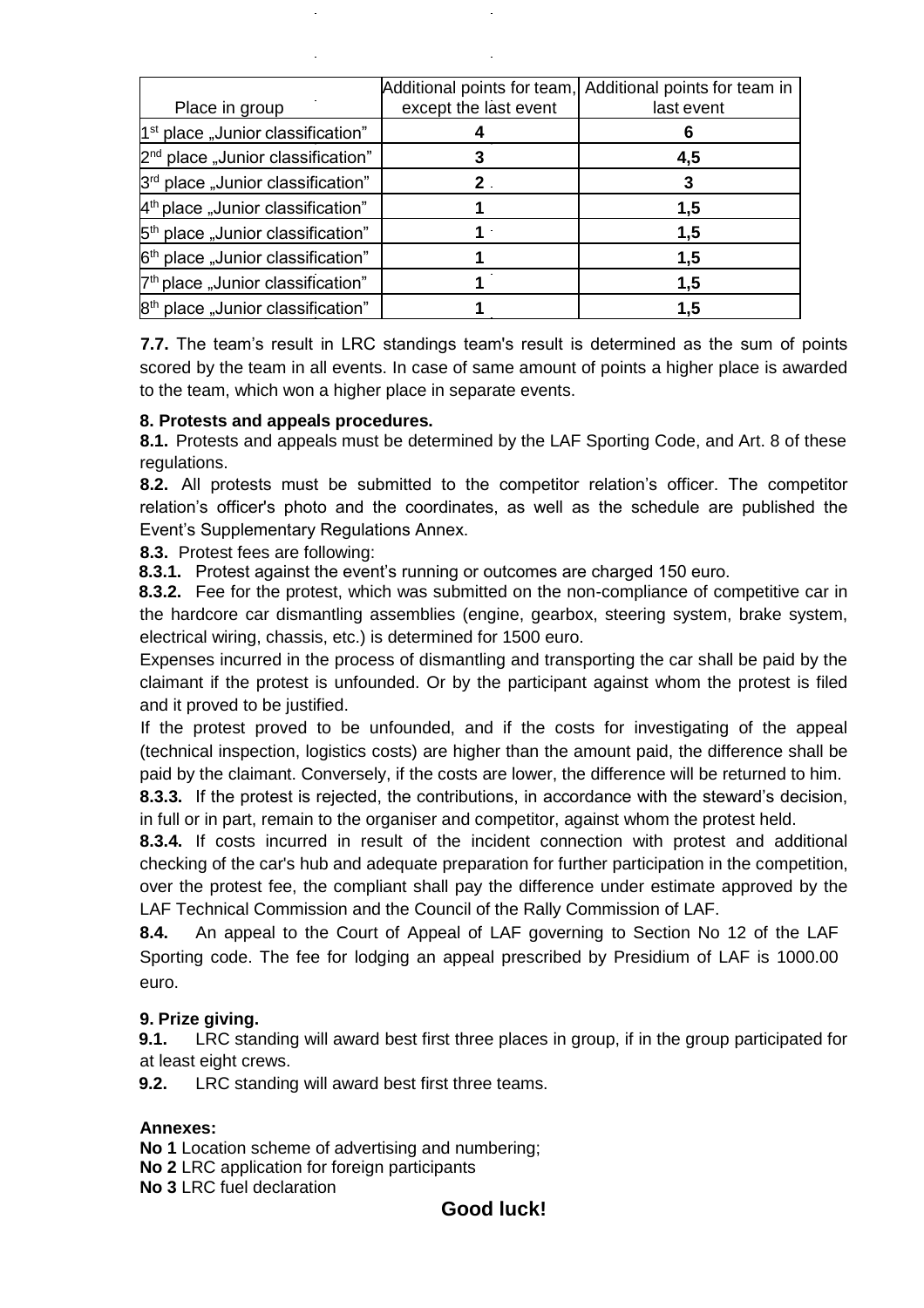| Place in group | Additional points for team, except the last event | Additional points for team in last event |
|---|---|---|
| 1st place „Junior classification" | 4 | 6 |
| 2nd place „Junior classification" | 3 | 4,5 |
| 3rd place „Junior classification" | 2 | 3 |
| 4th place „Junior classification" | 1 | 1,5 |
| 5th place „Junior classification" | 1 | 1,5 |
| 6th place „Junior classification" | 1 | 1,5 |
| 7th place „Junior classification" | 1 | 1,5 |
| 8th place „Junior classification" | 1 | 1,5 |

**7.7.** The team's result in LRC standings team's result is determined as the sum of points scored by the team in all events. In case of same amount of points a higher place is awarded to the team, which won a higher place in separate events.

**8. Protests and appeals procedures.**

**8.1.** Protests and appeals must be determined by the LAF Sporting Code, and Art. 8 of these regulations.

**8.2.** All protests must be submitted to the competitor relation's officer. The competitor relation's officer's photo and the coordinates, as well as the schedule are published the Event's Supplementary Regulations Annex.

**8.3.** Protest fees are following:

**8.3.1.** Protest against the event's running or outcomes are charged 150 euro.

**8.3.2.** Fee for the protest, which was submitted on the non-compliance of competitive car in the hardcore car dismantling assemblies (engine, gearbox, steering system, brake system, electrical wiring, chassis, etc.) is determined for 1500 euro.

Expenses incurred in the process of dismantling and transporting the car shall be paid by the claimant if the protest is unfounded. Or by the participant against whom the protest is filed and it proved to be justified.

If the protest proved to be unfounded, and if the costs for investigating of the appeal (technical inspection, logistics costs) are higher than the amount paid, the difference shall be paid by the claimant. Conversely, if the costs are lower, the difference will be returned to him.

**8.3.3.** If the protest is rejected, the contributions, in accordance with the steward's decision, in full or in part, remain to the organiser and competitor, against whom the protest held.

**8.3.4.** If costs incurred in result of the incident connection with protest and additional checking of the car's hub and adequate preparation for further participation in the competition, over the protest fee, the compliant shall pay the difference under estimate approved by the LAF Technical Commission and the Council of the Rally Commission of LAF.

**8.4.** An appeal to the Court of Appeal of LAF governing to Section No 12 of the LAF Sporting code. The fee for lodging an appeal prescribed by Presidium of LAF is 1000.00 euro.

**9. Prize giving.**

**9.1.** LRC standing will award best first three places in group, if in the group participated for at least eight crews.

**9.2.** LRC standing will award best first three teams.

**Annexes:**

**No 1** Location scheme of advertising and numbering;

**No 2** LRC application for foreign participants

**No 3** LRC fuel declaration

**Good luck!**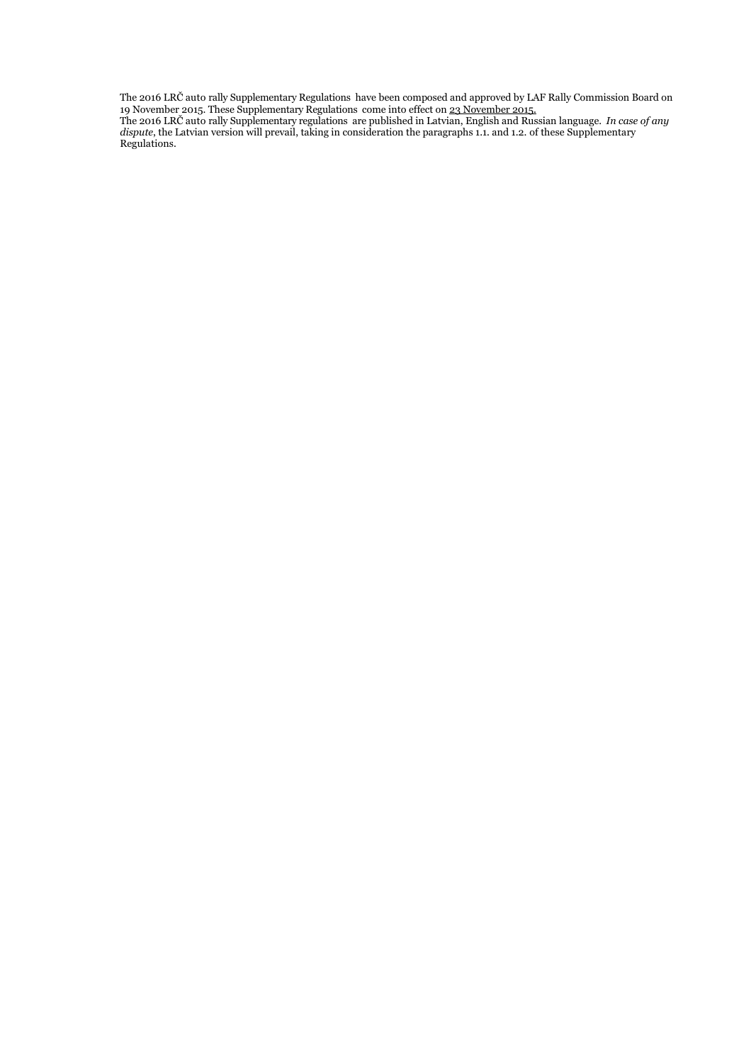The 2016 LRČ auto rally Supplementary Regulations have been composed and approved by LAF Rally Commission Board on 19 November 2015. These Supplementary Regulations come into effect on 23 November 2015.
The 2016 LRČ auto rally Supplementary regulations are published in Latvian, English and Russian language. *In case of any dispute*, the Latvian version will prevail, taking in consideration the paragraphs 1.1. and 1.2. of these Supplementary Regulations.